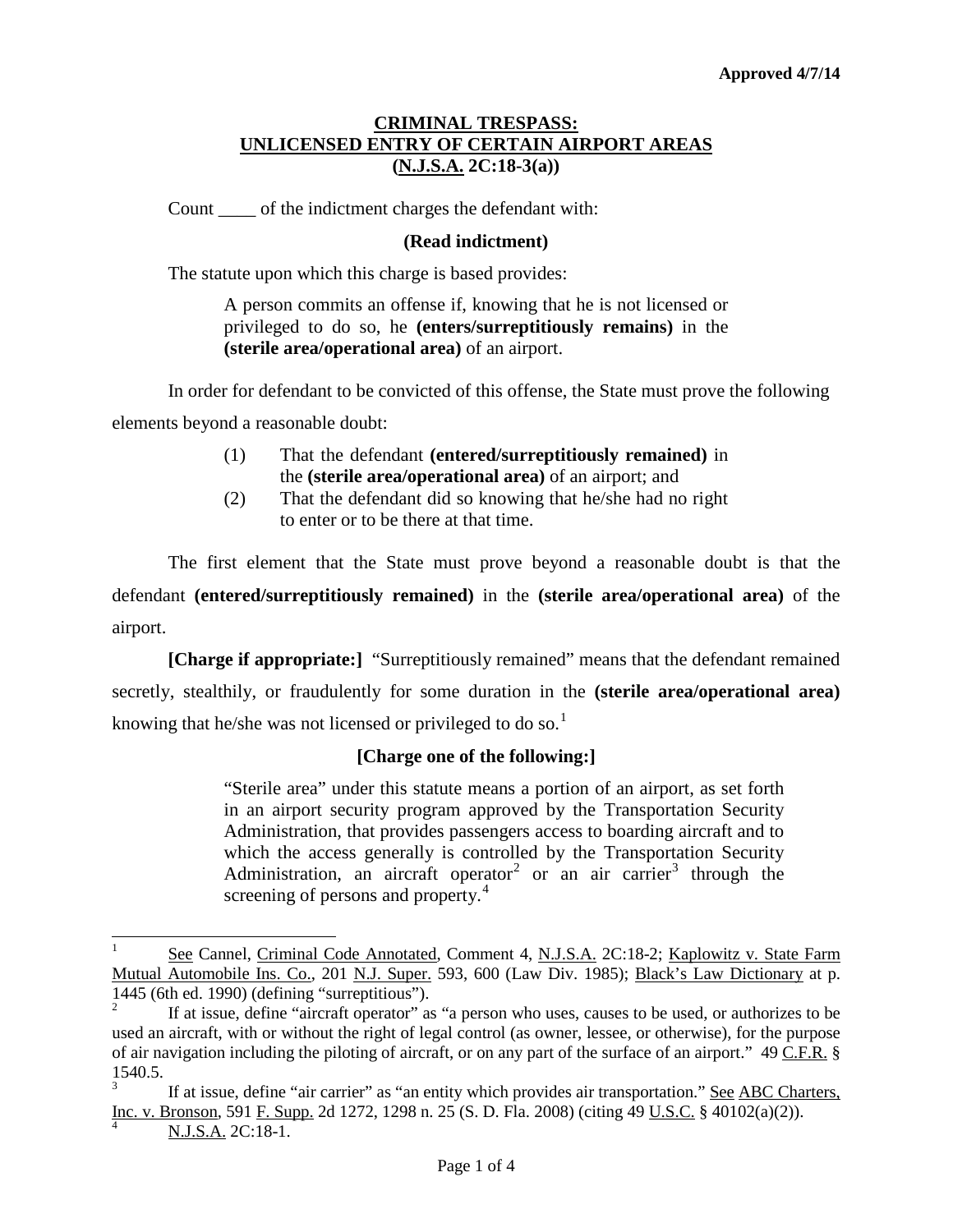**Approved 4/7/14**

# CRIMINAL TRESPASS: UNLICENSED ENTRY OF CERTAIN AIRPORT AREAS (N.J.S.A. 2C:18-3(a))

Count ____ of the indictment charges the defendant with:

**(Read indictment)**

The statute upon which this charge is based provides:

> A person commits an offense if, knowing that he is not licensed or privileged to do so, he **(enters/surreptitiously remains)** in the **(sterile area/operational area)** of an airport.

In order for defendant to be convicted of this offense, the State must prove the following elements beyond a reasonable doubt:

(1) That the defendant **(entered/surreptitiously remained)** in the **(sterile area/operational area)** of an airport; and

(2) That the defendant did so knowing that he/she had no right to enter or to be there at that time.

The first element that the State must prove beyond a reasonable doubt is that the defendant **(entered/surreptitiously remained)** in the **(sterile area/operational area)** of the airport.

**[Charge if appropriate:]** "Surreptitiously remained" means that the defendant remained secretly, stealthily, or fraudulently for some duration in the **(sterile area/operational area)** knowing that he/she was not licensed or privileged to do so.[1]

**[Charge one of the following:]**

> "Sterile area" under this statute means a portion of an airport, as set forth in an airport security program approved by the Transportation Security Administration, that provides passengers access to boarding aircraft and to which the access generally is controlled by the Transportation Security Administration, an aircraft operator[2] or an air carrier[3] through the screening of persons and property.[4]

---

[1] See Cannel, Criminal Code Annotated, Comment 4, N.J.S.A. 2C:18-2; Kaplowitz v. State Farm Mutual Automobile Ins. Co., 201 N.J. Super. 593, 600 (Law Div. 1985); Black's Law Dictionary at p. 1445 (6th ed. 1990) (defining "surreptitious").

[2] If at issue, define "aircraft operator" as "a person who uses, causes to be used, or authorizes to be used an aircraft, with or without the right of legal control (as owner, lessee, or otherwise), for the purpose of air navigation including the piloting of aircraft, or on any part of the surface of an airport." 49 C.F.R. § 1540.5.

[3] If at issue, define "air carrier" as "an entity which provides air transportation." See ABC Charters, Inc. v. Bronson, 591 F. Supp. 2d 1272, 1298 n. 25 (S. D. Fla. 2008) (citing 49 U.S.C. § 40102(a)(2)).

[4] N.J.S.A. 2C:18-1.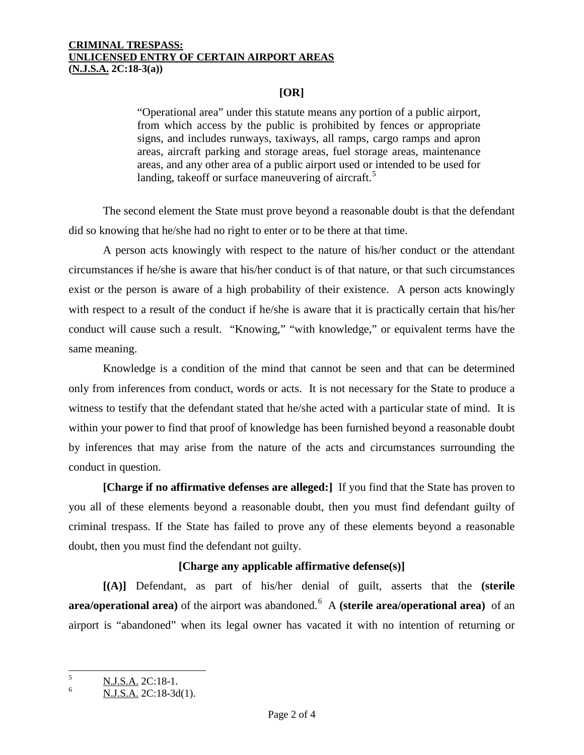**[OR]**

> "Operational area" under this statute means any portion of a public airport, from which access by the public is prohibited by fences or appropriate signs, and includes runways, taxiways, all ramps, cargo ramps and apron areas, aircraft parking and storage areas, fuel storage areas, maintenance areas, and any other area of a public airport used or intended to be used for landing, takeoff or surface maneuvering of aircraft.[5]

The second element the State must prove beyond a reasonable doubt is that the defendant did so knowing that he/she had no right to enter or to be there at that time.

A person acts knowingly with respect to the nature of his/her conduct or the attendant circumstances if he/she is aware that his/her conduct is of that nature, or that such circumstances exist or the person is aware of a high probability of their existence. A person acts knowingly with respect to a result of the conduct if he/she is aware that it is practically certain that his/her conduct will cause such a result. "Knowing," "with knowledge," or equivalent terms have the same meaning.

Knowledge is a condition of the mind that cannot be seen and that can be determined only from inferences from conduct, words or acts. It is not necessary for the State to produce a witness to testify that the defendant stated that he/she acted with a particular state of mind. It is within your power to find that proof of knowledge has been furnished beyond a reasonable doubt by inferences that may arise from the nature of the acts and circumstances surrounding the conduct in question.

**[Charge if no affirmative defenses are alleged:]** If you find that the State has proven to you all of these elements beyond a reasonable doubt, then you must find defendant guilty of criminal trespass. If the State has failed to prove any of these elements beyond a reasonable doubt, then you must find the defendant not guilty.

**[Charge any applicable affirmative defense(s)]**

**[(A)]** Defendant, as part of his/her denial of guilt, asserts that the **(sterile area/operational area)** of the airport was abandoned.[6] A **(sterile area/operational area)** of an airport is "abandoned" when its legal owner has vacated it with no intention of returning or

---

[5] N.J.S.A. 2C:18-1.

[6] N.J.S.A. 2C:18-3d(1).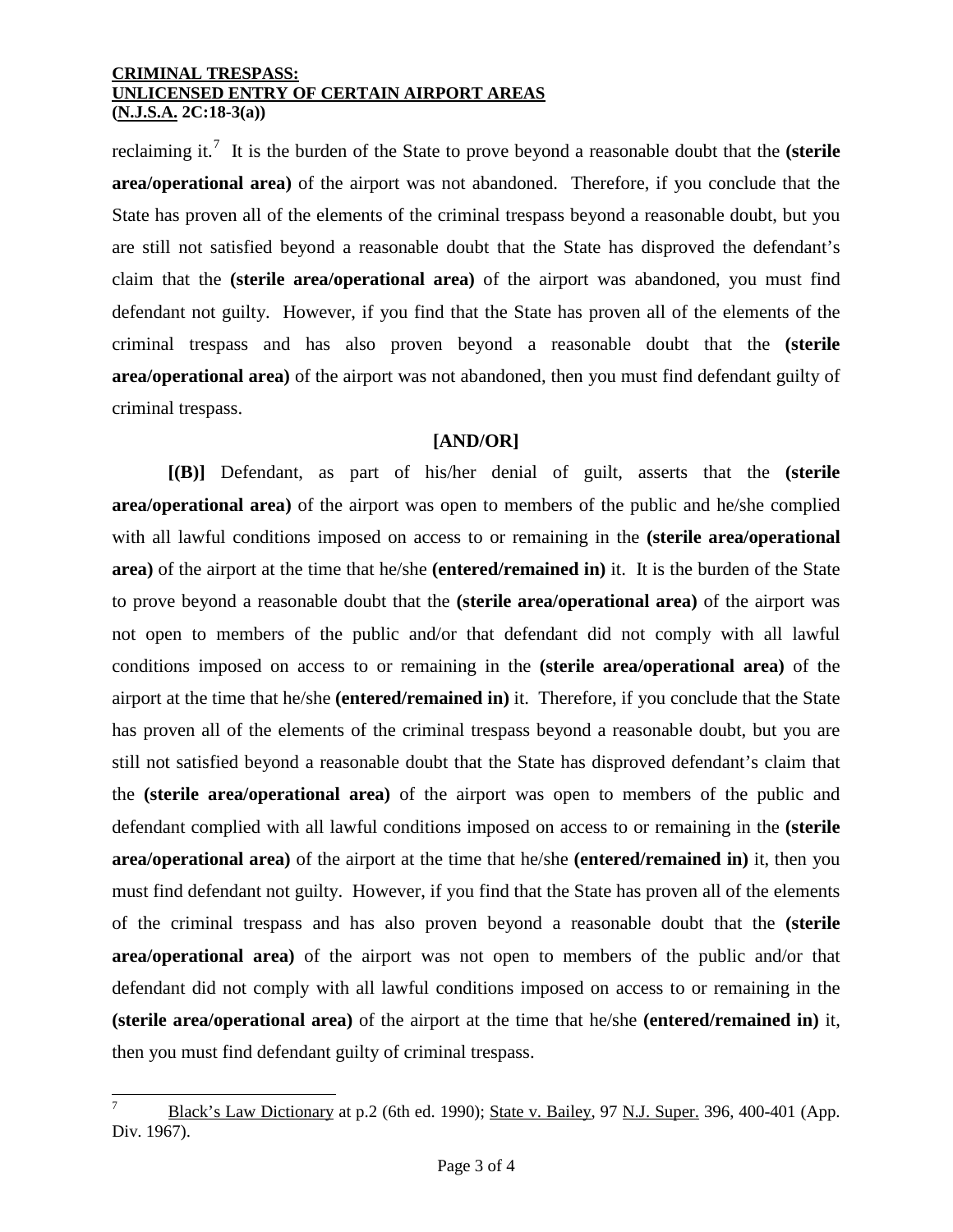reclaiming it.[7] It is the burden of the State to prove beyond a reasonable doubt that the **(sterile area/operational area)** of the airport was not abandoned. Therefore, if you conclude that the State has proven all of the elements of the criminal trespass beyond a reasonable doubt, but you are still not satisfied beyond a reasonable doubt that the State has disproved the defendant's claim that the **(sterile area/operational area)** of the airport was abandoned, you must find defendant not guilty. However, if you find that the State has proven all of the elements of the criminal trespass and has also proven beyond a reasonable doubt that the **(sterile area/operational area)** of the airport was not abandoned, then you must find defendant guilty of criminal trespass.

**[AND/OR]**

**[(B)]** Defendant, as part of his/her denial of guilt, asserts that the **(sterile area/operational area)** of the airport was open to members of the public and he/she complied with all lawful conditions imposed on access to or remaining in the **(sterile area/operational area)** of the airport at the time that he/she **(entered/remained in)** it. It is the burden of the State to prove beyond a reasonable doubt that the **(sterile area/operational area)** of the airport was not open to members of the public and/or that defendant did not comply with all lawful conditions imposed on access to or remaining in the **(sterile area/operational area)** of the airport at the time that he/she **(entered/remained in)** it. Therefore, if you conclude that the State has proven all of the elements of the criminal trespass beyond a reasonable doubt, but you are still not satisfied beyond a reasonable doubt that the State has disproved defendant's claim that the **(sterile area/operational area)** of the airport was open to members of the public and defendant complied with all lawful conditions imposed on access to or remaining in the **(sterile area/operational area)** of the airport at the time that he/she **(entered/remained in)** it, then you must find defendant not guilty. However, if you find that the State has proven all of the elements of the criminal trespass and has also proven beyond a reasonable doubt that the **(sterile area/operational area)** of the airport was not open to members of the public and/or that defendant did not comply with all lawful conditions imposed on access to or remaining in the **(sterile area/operational area)** of the airport at the time that he/she **(entered/remained in)** it, then you must find defendant guilty of criminal trespass.

---

[7] Black's Law Dictionary at p.2 (6th ed. 1990); State v. Bailey, 97 N.J. Super. 396, 400-401 (App. Div. 1967).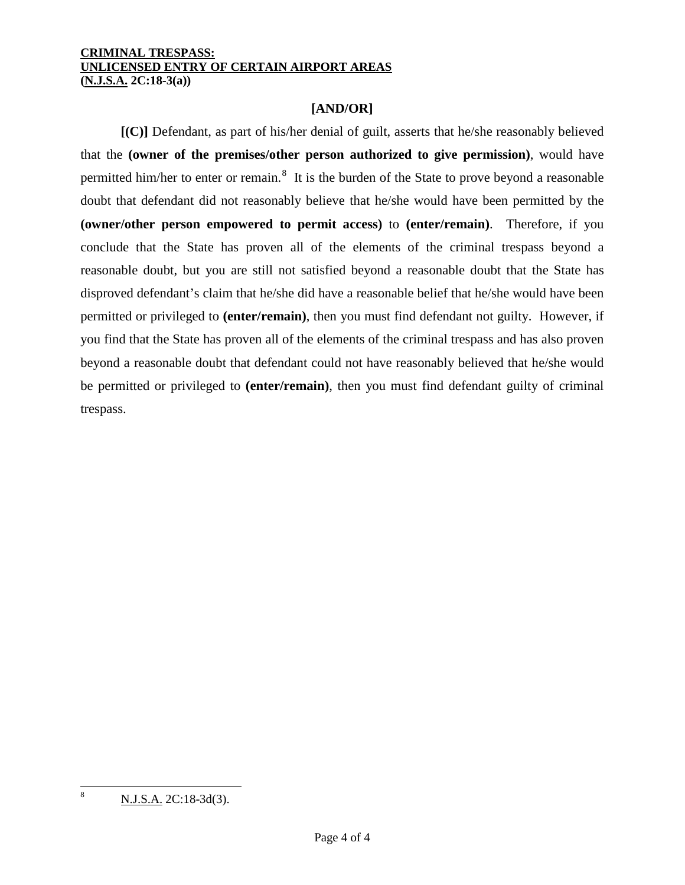**[AND/OR]**

**[(C)]** Defendant, as part of his/her denial of guilt, asserts that he/she reasonably believed that the **(owner of the premises/other person authorized to give permission)**, would have permitted him/her to enter or remain.[8] It is the burden of the State to prove beyond a reasonable doubt that defendant did not reasonably believe that he/she would have been permitted by the **(owner/other person empowered to permit access)** to **(enter/remain)**. Therefore, if you conclude that the State has proven all of the elements of the criminal trespass beyond a reasonable doubt, but you are still not satisfied beyond a reasonable doubt that the State has disproved defendant's claim that he/she did have a reasonable belief that he/she would have been permitted or privileged to **(enter/remain)**, then you must find defendant not guilty. However, if you find that the State has proven all of the elements of the criminal trespass and has also proven beyond a reasonable doubt that defendant could not have reasonably believed that he/she would be permitted or privileged to **(enter/remain)**, then you must find defendant guilty of criminal trespass.

---

[8] N.J.S.A. 2C:18-3d(3).